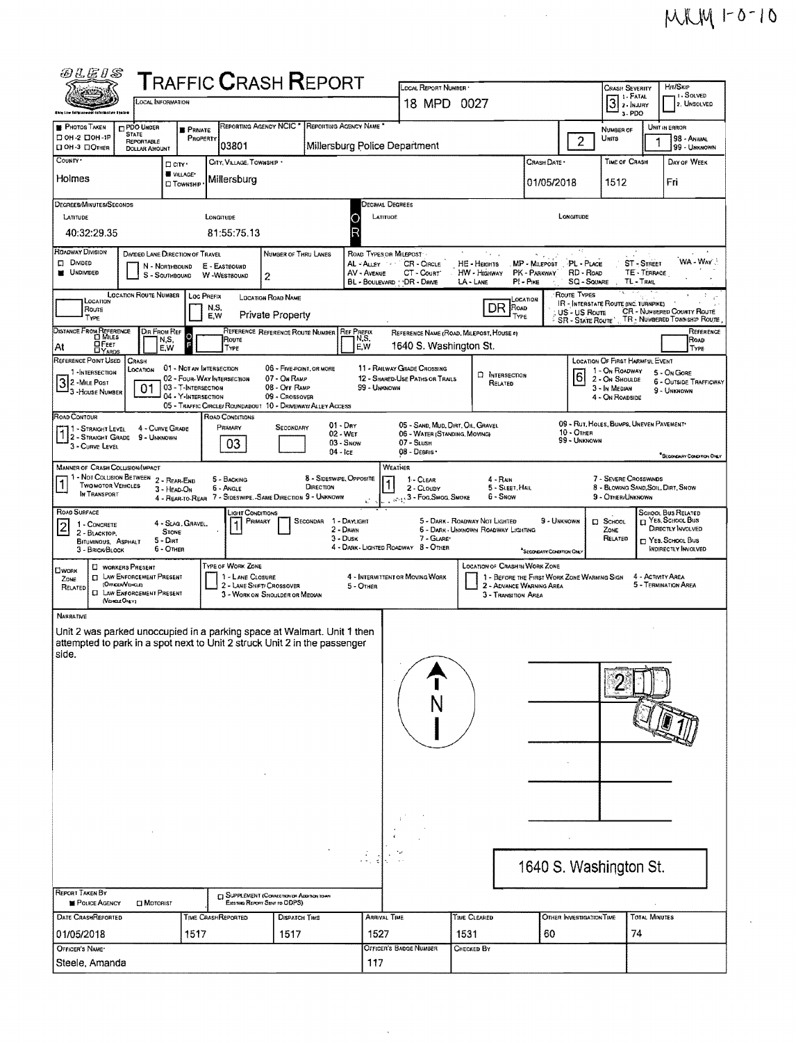MKM 1-0-10

# TRAFFIC CRASH REPORT

OLEIS — Local Information

| Local Report Number | Crash Severity | Hit/Skip |
|---|---|---|
| 18 MPD 0027 | 3 (1 - Fatal, 2 - Injury, 3 - PDO) | 1 - Solved, 2 - Unsolved |

| Photos Taken | PDO Under State Reportable Dollar Amount | Private Property | Reporting Agency NCIC | Reporting Agency Name | Number of Units | Unit in Error |
|---|---|---|---|---|---|---|
| OH-2, OH-1P, OH-3, Other | | ■ Private Property | 03801 | Millersburg Police Department | 2 | 1 (98 - Animal, 99 - Unknown) |

| County | City, Village, Township | Crash Date | Time of Crash | Day of Week |
|---|---|---|---|---|
| Holmes | ■ Village: Millersburg | 01/05/2018 | 1512 | Fri |

**Degrees/Minutes/Seconds** — Latitude: 40:32:29.35 — Longitude: 81:55:75.13

**Decimal Degrees** — Latitude: — Longitude:

**Roadway Division:** ■ Undivided

**Divided Lane Direction of Travel:** N - Northbound, S - Southbound, E - Eastbound, W - Westbound

**Number of Thru Lanes:** 2

**Road Types or Milepost:** AL - Alley, AV - Avenue, BL - Boulevard, CR - Circle, CT - Court, DR - Drive, HE - Heights, HW - Highway, LA - Lane, MP - Milepost, PK - Parkway, PI - Pike, PL - Place, RD - Road, SQ - Square, ST - Street, TE - Terrace, TL - Trail, WA - Way

**Location:** Location Road Name: Private Property — Location Road Type: DR

**Route Types:** IR - Interstate Route (Inc. Turnpike), US - US Route, SR - State Route, CR - Numbered County Route, TR - Numbered Township Route

**Distance From Reference:** At

**Reference Name (Road, Milepost, House #):** 1640 S. Washington St.

**Reference Point Used:** 3 - House Number

**Crash Location:** 01 (01 - Not an Intersection, 02 - Four-Way Intersection, 03 - T-Intersection, 04 - Y-Intersection, 05 - Traffic Circle/Roundabout, 06 - Five-Point or More, 07 - On Ramp, 08 - Off Ramp, 09 - Crossover, 10 - Driveway/Alley Access, 11 - Railway Grade Crossing, 12 - Shared-Use Paths or Trails, 99 - Unknown)

**Location of First Harmful Event:** 6 (1 - On Roadway, 2 - On Shoulder, 3 - In Median, 4 - On Roadside, 5 - On Gore, 6 - Outside Trafficway, 9 - Unknown)

**Road Contour:** 1 (1 - Straight Level, 2 - Straight Grade, 3 - Curve Level, 4 - Curve Grade, 9 - Unknown)

**Road Conditions:** Primary: 03 (01 - Dry, 02 - Wet, 03 - Snow, 04 - Ice, 05 - Sand, Mud, Dirt, Oil, Gravel, 06 - Water (Standing, Moving), 07 - Slush, 08 - Debris, 09 - Rut, Holes, Bumps, Uneven Pavement, 10 - Other, 99 - Unknown)

**Manner of Crash Collision/Impact:** 1 (1 - Not Collision Between Two Motor Vehicles in Transport, 2 - Rear-End, 3 - Head-On, 4 - Rear-to-Rear, 5 - Backing, 6 - Angle, 7 - Sideswipe, Same Direction, 8 - Sideswipe, Opposite Direction, 9 - Unknown)

**Weather:** 1 (1 - Clear, 2 - Cloudy, 3 - Fog, Smog, Smoke, 4 - Rain, 5 - Sleet, Hail, 6 - Snow, 7 - Severe Crosswinds, 8 - Blowing Sand, Soil, Dirt, Snow, 9 - Other/Unknown)

**Road Surface:** 2 (1 - Concrete, 2 - Blacktop, Bituminous, Asphalt, 3 - Brick/Block, 4 - Slag, Gravel, Stone, 5 - Dirt, 6 - Other)

**Light Conditions:** Primary: 1 (1 - Daylight, 2 - Dawn, 3 - Dusk, 4 - Dark - Lighted Roadway, 5 - Dark - Roadway Not Lighted, 6 - Dark - Unknown Roadway Lighting, 7 - Glare, 8 - Other, 9 - Unknown)

**Work Zone Related:** Workers Present / Law Enforcement Present (Officer/Vehicle) / Law Enforcement Present (Vehicle Only)

**Type of Work Zone:** 1 - Lane Closure, 2 - Lane Shift/Crossover, 3 - Work on Shoulder or Median, 4 - Intermittent or Moving Work, 5 - Other

**Location of Crash in Work Zone:** 1 - Before the First Work Zone Warning Sign, 2 - Advance Warning Area, 3 - Transition Area, 4 - Activity Area, 5 - Termination Area

## Narrative

Unit 2 was parked unoccupied in a parking space at Walmart. Unit 1 then attempted to park in a spot next to Unit 2 struck Unit 2 in the passenger side.

[Diagram: N arrow; Units 2 and 1] 1640 S. Washington St.

**Report Taken By:** ■ Police Agency

| Date Crash Reported | Time Crash Reported | Dispatch Time | Arrival Time | Time Cleared | Other Investigation Time | Total Minutes |
|---|---|---|---|---|---|---|
| 01/05/2018 | 1517 | 1517 | 1527 | 1531 | 60 | 74 |

| Officer's Name | Officer's Badge Number | Checked By |
|---|---|---|
| Steele, Amanda | 117 | |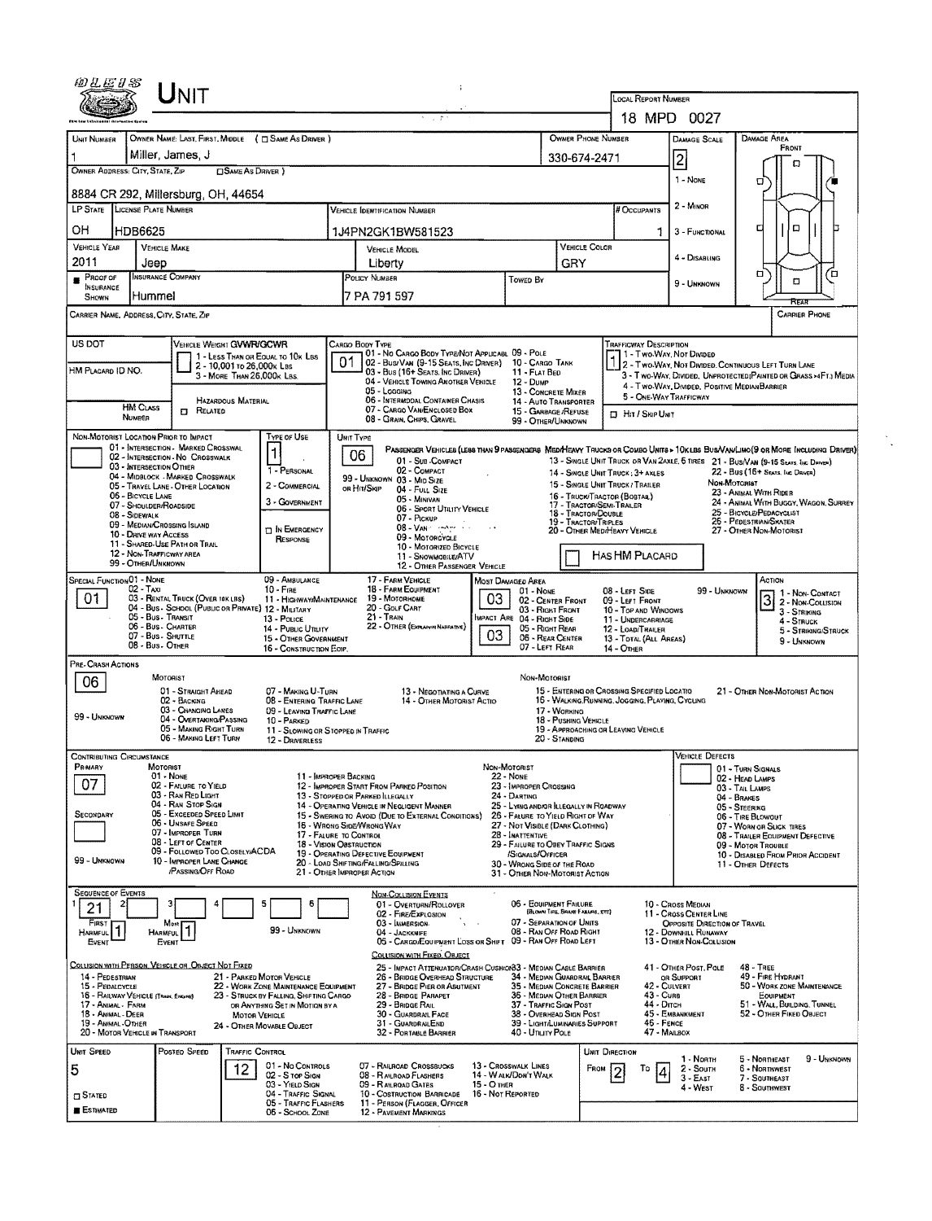# UNIT

**LOCAL REPORT NUMBER:** 18 MPD 0027

| UNIT NUMBER | OWNER NAME: LAST, FIRST, MIDDLE ( ☐ SAME AS DRIVER ) | OWNER PHONE NUMBER | DAMAGE SCALE | DAMAGE AREA |
|---|---|---|---|---|
| 1 | Miller, James, J | 330-674-2471 | 2 | FRONT |

**OWNER ADDRESS: CITY, STATE, ZIP** ( ☐ SAME AS DRIVER ): 8884 CR 292, Millersburg, OH, 44654

DAMAGE SCALE: 1 - NONE, 2 - MINOR, 3 - FUNCTIONAL, 4 - DISABLING, 9 - UNKNOWN

| LP STATE | LICENSE PLATE NUMBER | VEHICLE IDENTIFICATION NUMBER | # OCCUPANTS |
|---|---|---|---|
| OH | HDB6625 | 1J4PN2GK1BW581523 | 1 |

| VEHICLE YEAR | VEHICLE MAKE | VEHICLE MODEL | VEHICLE COLOR |
|---|---|---|---|
| 2011 | Jeep | Liberty | GRY |

| ■ PROOF OF INSURANCE SHOWN | INSURANCE COMPANY | POLICY NUMBER | TOWED BY |
|---|---|---|---|
| | Hummel | 7 PA 791 597 | |

CARRIER NAME, ADDRESS, CITY, STATE, ZIP | CARRIER PHONE

US DOT | HM PLACARD ID NO. | HM CLASS NUMBER | ☐ RELATED HAZARDOUS MATERIAL

VEHICLE WEIGHT GVWR/GCWR: 1 - LESS THAN OR EQUAL TO 10K LBS; 2 - 10,001 TO 26,000K LBS; 3 - MORE THAN 26,000K LBS.

CARGO BODY TYPE: **01** — 01 - NO CARGO BODY TYPE/NOT APPLICABLE; 02 - BUS/VAN (9-15 SEATS, INC DRIVER); 03 - BUS (16+ SEATS, INC DRIVER); 04 - VEHICLE TOWING ANOTHER VEHICLE; 05 - LOGGING; 06 - INTERMODAL CONTAINER CHASIS; 07 - CARGO VAN/ENCLOSED BOX; 08 - GRAIN, CHIPS, GRAVEL; 09 - POLE; 10 - CARGO TANK; 11 - FLAT BED; 12 - DUMP; 13 - CONCRETE MIXER; 14 - AUTO TRANSPORTER; 15 - GARBAGE/REFUSE; 99 - OTHER/UNKNOWN

TRAFFICWAY DESCRIPTION: **1** — 1 - TWO-WAY, NOT DIVIDED; 2 - TWO-WAY, NOT DIVIDED, CONTINUOUS LEFT TURN LANE; 3 - TWO-WAY, DIVIDED, UNPROTECTED (PAINTED OR GRASS >4FT.) MEDIA; 4 - TWO-WAY, DIVIDED, POSITIVE MEDIAN BARRIER; 5 - ONE-WAY TRAFFICWAY

☐ HIT / SKIP UNIT

NON-MOTORIST LOCATION PRIOR TO IMPACT: 01 - INTERSECTION - MARKED CROSSWAL; 02 - INTERSECTION - NO CROSSWALK; 03 - INTERSECTION OTHER; 04 - MIDBLOCK - MARKED CROSSWALK; 05 - TRAVEL LANE - OTHER LOCATION; 06 - BICYCLE LANE; 07 - SHOULDER/ROADSIDE; 08 - SIDEWALK; 09 - MEDIAN/CROSSING ISLAND; 10 - DRIVE WAY ACCESS; 11 - SHARED-USE PATH OR TRAIL; 12 - NON-TRAFFICWAY AREA; 99 - OTHER/UNKNOWN

TYPE OF USE: **1** — 1 - PERSONAL; 2 - COMMERCIAL; 3 - GOVERNMENT; ☐ IN EMERGENCY RESPONSE

UNIT TYPE: **06** — PASSENGER VEHICLES (LESS THAN 9 PASSENGERS MED/HEAVY TRUCKS OR COMBO UNITS > 10K LBS BUS/VAN/LIMO (9 OR MORE INCLUDING DRIVER): 01 - SUB-COMPACT; 02 - COMPACT; 99 - UNKNOWN 03 - MID SIZE; OR HIT/SKIP 04 - FULL SIZE; 05 - MINIVAN; 06 - SPORT UTILITY VEHICLE; 07 - PICKUP; 08 - VAN; 09 - MOTORCYCLE; 10 - MOTORIZED BICYCLE; 11 - SNOWMOBILE/ATV; 12 - OTHER PASSENGER VEHICLE; 13 - SINGLE UNIT TRUCK OR VAN 2AXLE, 6 TIRES; 14 - SINGLE UNIT TRUCK: 3+ AXLES; 15 - SINGLE UNIT TRUCK / TRAILER; 16 - TRUCK/TRACTOR (BOBTAIL); 17 - TRACTOR/SEMI-TRAILER; 18 - TRACTOR/DOUBLE; 19 - TRACTOR/TRIPLES; 20 - OTHER MED/HEAVY VEHICLE; 21 - BUS/VAN (9-15 SEATS, INC DRIVER); 22 - BUS (16+ SEATS, INC DRIVER); NON-MOTORIST: 23 - ANIMAL WITH RIDER; 24 - ANIMAL WITH BUGGY, WAGON, SURREY; 25 - BICYCLE/PEDACYCLIST; 26 - PEDESTRIAN/SKATER; 27 - OTHER NON-MOTORIST

☐ HAS HM PLACARD

SPECIAL FUNCTION: **01** — 01 - NONE; 02 - TAXI; 03 - RENTAL TRUCK (OVER 10K LBS); 04 - BUS - SCHOOL (PUBLIC OR PRIVATE); 05 - BUS - TRANSIT; 06 - BUS - CHARTER; 07 - BUS - SHUTTLE; 08 - BUS - OTHER; 09 - AMBULANCE; 10 - FIRE; 11 - HIGHWAY/MAINTENANCE; 12 - MILITARY; 13 - POLICE; 14 - PUBLIC UTILITY; 15 - OTHER GOVERNMENT; 16 - CONSTRUCTION EQIP.; 17 - FARM VEHICLE; 18 - FARM EQUIPMENT; 19 - MOTORHOME; 20 - GOLF CART; 21 - TRAIN; 22 - OTHER (EXPLAIN IN NARRATIVE)

MOST DAMAGED AREA: **03** — 01 - NONE; 02 - CENTER FRONT; 03 - RIGHT FRONT; IMPACT ARE 04 - RIGHT SIDE; 05 - RIGHT REAR; 06 - REAR CENTER; 07 - LEFT REAR; 08 - LEFT SIDE; 09 - LEFT FRONT; 10 - TOP AND WINDOWS; 11 - UNDERCARRIAGE; 12 - LOAD/TRAILER; 13 - TOTAL (ALL AREAS); 14 - OTHER; 99 - UNKNOWN

IMPACT AREA: **03**

ACTION: **3** — 1 - NON-CONTACT; 2 - NON-COLLISION; 3 - STRIKING; 4 - STRUCK; 5 - STRIKING/STRUCK; 9 - UNKNOWN

PRE-CRASH ACTIONS: **06** — MOTORIST: 01 - STRAIGHT AHEAD; 02 - BACKING; 03 - CHANGING LANES; 04 - OVERTAKING/PASSING; 05 - MAKING RIGHT TURN; 06 - MAKING LEFT TURN; 07 - MAKING U-TURN; 08 - ENTERING TRAFFIC LANE; 09 - LEAVING TRAFFIC LANE; 10 - PARKED; 11 - SLOWING OR STOPPED IN TRAFFIC; 12 - DRIVERLESS; 13 - NEGOTIATING A CURVE; 14 - OTHER MOTORIST ACTIO; 99 - UNKNOWN. NON-MOTORIST: 15 - ENTERING OR CROSSING SPECIFIED LOCATIO; 16 - WALKING, RUNNING, JOGGING, PLAYING, CYCLING; 17 - WORKING; 18 - PUSHING VEHICLE; 19 - APPROACHING OR LEAVING VEHICLE; 20 - STANDING; 21 - OTHER NON-MOTORIST ACTION

CONTRIBUTING CIRCUMSTANCE: PRIMARY **07**; SECONDARY (blank) — MOTORIST: 01 - NONE; 02 - FAILURE TO YIELD; 03 - RAN RED LIGHT; 04 - RAN STOP SIGN; 05 - EXCEEDED SPEED LIMIT; 06 - UNSAFE SPEED; 07 - IMPROPER TURN; 08 - LEFT OF CENTER; 09 - FOLLOWED TOO CLOSELY/ACDA; 10 - IMPROPER LANE CHANGE /PASSING/OFF ROAD; 11 - IMPROPER BACKING; 12 - IMPROPER START FROM PARKED POSITION; 13 - STOPPED OR PARKED ILLEGALLY; 14 - OPERATING VEHICLE IN NEGLIGENT MANNER; 15 - SWERING TO AVOID (DUE TO EXTERNAL CONDITIONS); 16 - WRONG SIDE/WRONG WAY; 17 - FALURE TO CONTROL; 18 - VISION OBSTRUCTION; 19 - OPERATING DEFECTIVE EQUIPMENT; 20 - LOAD SHIFTING/FALLING/SPILLING; 21 - OTHER IMPROPER ACTION; 99 - UNKNOWN. NON-MOTORIST: 22 - NONE; 23 - IMPROPER CROSSING; 24 - DARTING; 25 - LYING AND/OR ILLEGALLY IN ROADWAY; 26 - FALURE TO YIELD RIGHT OF WAY; 27 - NOT VISIBLE (DARK CLOTHING); 28 - INATTENTIVE; 29 - FAILURE TO OBEY TRAFFIC SIGNS /SIGNALS/OFFICER; 30 - WRONG SIDE OF THE ROAD; 31 - OTHER NON-MOTORIST ACTION

VEHICLE DEFECTS: 01 - TURN SIGNALS; 02 - HEAD LAMPS; 03 - TAIL LAMPS; 04 - BRAKES; 05 - STEERING; 06 - TIRE BLOWOUT; 07 - WORN OR SLICK TIRES; 08 - TRAILER EQUIPMENT DEFECTIVE; 09 - MOTOR TROUBLE; 10 - DISABLED FROM PRIOR ACCIDENT; 11 - OTHER DEFECTS

SEQUENCE OF EVENTS: 1: **21**; 2–6: (blank); FIRST HARMFUL EVENT: **1**; MOST HARMFUL EVENT: **1**; 99 - UNKNOWN

NON-COLLISION EVENTS: 01 - OVERTURN/ROLLOVER; 02 - FIRE/EXPLOSION; 03 - IMMERSION; 04 - JACKKNIFE; 05 - CARGO/EQUIPMENT LOSS OR SHIFT; 06 - EQUIPMENT FAILURE (BLOWN TIRE, BRAKE FAILURE, ETC); 07 - SEPARATION OF UNITS; 08 - RAN OFF ROAD RIGHT; 09 - RAN OFF ROAD LEFT; 10 - CROSS MEDIAN; 11 - CROSS CENTER LINE OPPOSITE DIRECTION OF TRAVEL; 12 - DOWNHILL RUNAWAY; 13 - OTHER NON-COLLISION

COLLISION WITH PERSON, VEHICLE OR OBJECT NOT FIXED: 14 - PEDESTRIAN; 15 - PEDALCYCLE; 16 - RAILWAY VEHICLE (TRAIN, ENGINE); 17 - ANIMAL - FARM; 18 - ANIMAL - DEER; 19 - ANIMAL - OTHER; 20 - MOTOR VEHICLE IN TRANSPORT; 21 - PARKED MOTOR VEHICLE; 22 - WORK ZONE MAINTENANCE EQUIPMENT; 23 - STRUCK BY FALLING, SHIFTING CARGO OR ANYTHING SET IN MOTION BY A MOTOR VEHICLE; 24 - OTHER MOVABLE OBJECT

COLLISION WITH FIXED, OBJECT: 25 - IMPACT ATTENUATOR/CRASH CUSHION; 26 - BRIDGE OVERHEAD STRUCTURE; 27 - BRIDGE PIER OR ABUTMENT; 28 - BRIDGE PARAPET; 29 - BRIDGE RAIL; 30 - GUARDRAIL FACE; 31 - GUARDRAIL END; 32 - PORTABLE BARRIER; 33 - MEDIAN CABLE BARRIER; 34 - MEDIAN GUARDRAIL BARRIER; 35 - MEDIAN CONCRETE BARRIER; 36 - MEDIAN OTHER BARRIER; 37 - TRAFFIC SIGN POST; 38 - OVERHEAD SIGN POST; 39 - LIGHT/LUMINARIES SUPPORT; 40 - UTILITY POLE; 41 - OTHER POST, POLE OR SUPPORT; 42 - CULVERT; 43 - CURB; 44 - DITCH; 45 - EMBANKMENT; 46 - FENCE; 47 - MAILBOX; 48 - TREE; 49 - FIRE HYDRANT; 50 - WORK ZONE MAINTENANCE EQUIPMENT; 51 - WALL, BUILDING, TUNNEL; 52 - OTHER FIXED OBJECT

| UNIT SPEED | POSTED SPEED | TRAFFIC CONTROL | UNIT DIRECTION |
|---|---|---|---|
| 5 | | 12 | FROM 2 TO 4 |

☐ STATED ■ ESTIMATED

TRAFFIC CONTROL: 01 - NO CONTROLS; 02 - STOP SIGN; 03 - YIELD SIGN; 04 - TRAFFIC SIGNAL; 05 - TRAFFIC FLASHERS; 06 - SCHOOL ZONE; 07 - RAILROAD CROSSBUCKS; 08 - RAILROAD FLASHERS; 09 - RAILROAD GATES; 10 - COSTRUCTION BARRICADE; 11 - PERSON (FLAGGER, OFFICER); 12 - PAVEMENT MARKINGS; 13 - CROSSWALK LINES; 14 - WALK/DON'T WALK; 15 - OTHER; 16 - NOT REPORTED

UNIT DIRECTION: 1 - NORTH; 2 - SOUTH; 3 - EAST; 4 - WEST; 5 - NORTHEAST; 6 - NORTHWEST; 7 - SOUTHEAST; 8 - SOUTHWEST; 9 - UNKNOWN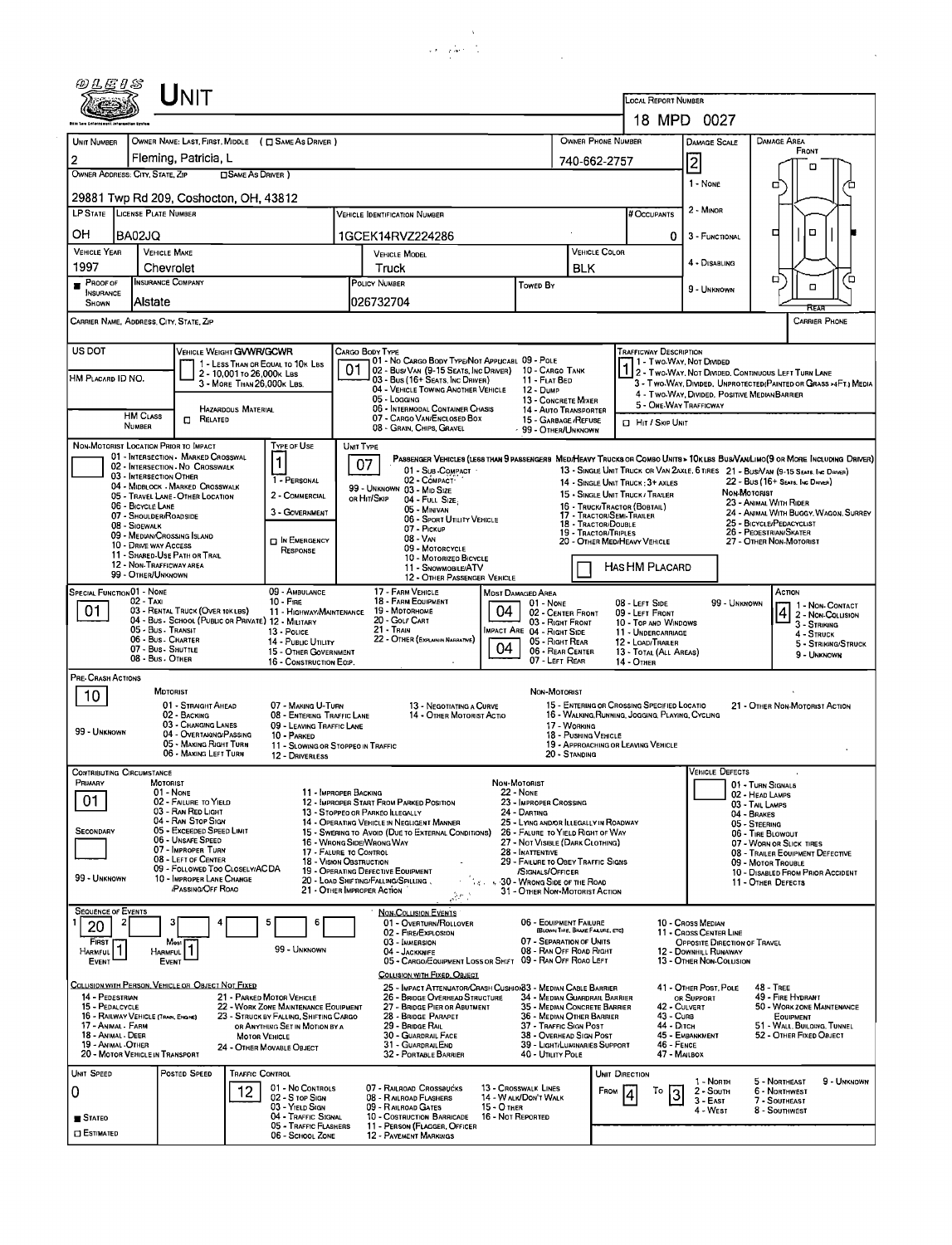# UNIT

**LOCAL REPORT NUMBER:** 18 MPD 0027

| UNIT NUMBER | OWNER NAME: LAST, FIRST, MIDDLE ( ☐ SAME AS DRIVER ) | OWNER PHONE NUMBER | DAMAGE SCALE |
|---|---|---|---|
| 2 | Fleming, Patricia, L | 740-662-2757 | 2 |

**OWNER ADDRESS: CITY, STATE, ZIP** ( ☐ SAME AS DRIVER ): 29881 Twp Rd 209, Coshocton, OH, 43812

**DAMAGE SCALE:** 1 - NONE; 2 - MINOR; 3 - FUNCTIONAL; 4 - DISABLING; 9 - UNKNOWN

**DAMAGE AREA:** FRONT / REAR

| LP STATE | LICENSE PLATE NUMBER | VEHICLE IDENTIFICATION NUMBER | # OCCUPANTS |
|---|---|---|---|
| OH | BA02JQ | 1GCEK14RVZ224286 | 0 |

| VEHICLE YEAR | VEHICLE MAKE | VEHICLE MODEL | VEHICLE COLOR |
|---|---|---|---|
| 1997 | Chevrolet | Truck | BLK |

| PROOF OF INSURANCE SHOWN | INSURANCE COMPANY | POLICY NUMBER | TOWED BY |
|---|---|---|---|
| ■ | Alstate | 026732704 | |

**CARRIER NAME, ADDRESS, CITY, STATE, ZIP** | **CARRIER PHONE**

**US DOT** | **HM PLACARD ID NO.** | **HM CLASS NUMBER** | ☐ RELATED (HAZARDOUS MATERIAL)

**VEHICLE WEIGHT GVWR/GCWR:** 1 - LESS THAN OR EQUAL TO 10K LBS; 2 - 10,001 TO 26,000K LBS; 3 - MORE THAN 26,000K LBS.

**CARGO BODY TYPE:** 01 — 01 - NO CARGO BODY TYPE/NOT APPLICABLE; 02 - BUS/VAN (9-15 SEATS, INC DRIVER); 03 - BUS (16+ SEATS, INC DRIVER); 04 - VEHICLE TOWING ANOTHER VEHICLE; 05 - LOGGING; 06 - INTERMODAL CONTAINER CHASSIS; 07 - CARGO VAN/ENCLOSED BOX; 08 - GRAIN, CHIPS, GRAVEL; 09 - POLE; 10 - CARGO TANK; 11 - FLAT BED; 12 - DUMP; 13 - CONCRETE MIXER; 14 - AUTO TRANSPORTER; 15 - GARBAGE/REFUSE; 99 - OTHER/UNKNOWN

**TRAFFICWAY DESCRIPTION:** 1 — 1 - TWO-WAY, NOT DIVIDED; 2 - TWO-WAY, NOT DIVIDED, CONTINUOUS LEFT TURN LANE; 3 - TWO-WAY, DIVIDED, UNPROTECTED (PAINTED OR GRASS >4FT.) MEDIA; 4 - TWO-WAY, DIVIDED, POSITIVE MEDIAN BARRIER; 5 - ONE-WAY TRAFFICWAY; ☐ HIT / SKIP UNIT

**NON-MOTORIST LOCATION PRIOR TO IMPACT:** 01 - INTERSECTION - MARKED CROSSWALK; 02 - INTERSECTION - NO CROSSWALK; 03 - INTERSECTION OTHER; 04 - MIDBLOCK - MARKED CROSSWALK; 05 - TRAVEL LANE - OTHER LOCATION; 06 - BICYCLE LANE; 07 - SHOULDER/ROADSIDE; 08 - SIDEWALK; 09 - MEDIAN/CROSSING ISLAND; 10 - DRIVE WAY ACCESS; 11 - SHARED-USE PATH OR TRAIL; 12 - NON-TRAFFICWAY AREA; 99 - OTHER/UNKNOWN

**TYPE OF USE:** 1 — 1 - PERSONAL; 2 - COMMERCIAL; 3 - GOVERNMENT; ☐ IN EMERGENCY RESPONSE

**UNIT TYPE:** 07 — PASSENGER VEHICLES (LESS THAN 9 PASSENGERS): 01 - SUB-COMPACT; 02 - COMPACT; 99 - UNKNOWN 03 - MID SIZE; OR HIT/SKIP 04 - FULL SIZE; 05 - MINIVAN; 06 - SPORT UTILITY VEHICLE; 07 - PICKUP; 08 - VAN; 09 - MOTORCYCLE; 10 - MOTORIZED BICYCLE; 11 - SNOWMOBILE/ATV; 12 - OTHER PASSENGER VEHICLE. MED/HEAVY TRUCKS OR COMBO UNITS > 10K LBS: 13 - SINGLE UNIT TRUCK OR VAN 2AXLE, 6 TIRES; 14 - SINGLE UNIT TRUCK: 3+ AXLES; 15 - SINGLE UNIT TRUCK / TRAILER; 16 - TRUCK/TRACTOR (BOBTAIL); 17 - TRACTOR/SEMI-TRAILER; 18 - TRACTOR/DOUBLE; 19 - TRACTOR/TRIPLES; 20 - OTHER MED/HEAVY VEHICLE. BUS/VAN/LIMO (9 OR MORE INCLUDING DRIVER): 21 - BUS/VAN (9-15 SEATS, INC DRIVER); 22 - BUS (16+ SEATS, INC DRIVER). NON-MOTORIST: 23 - ANIMAL WITH RIDER; 24 - ANIMAL WITH BUGGY, WAGON, SURREY; 25 - BICYCLE/PEDACYCLIST; 26 - PEDESTRIAN/SKATER; 27 - OTHER NON-MOTORIST. ☐ HAS HM PLACARD

**SPECIAL FUNCTION:** 01 — 01 - NONE; 02 - TAXI; 03 - RENTAL TRUCK (OVER 10K LBS); 04 - BUS - SCHOOL (PUBLIC OR PRIVATE); 05 - BUS - TRANSIT; 06 - BUS - CHARTER; 07 - BUS - SHUTTLE; 08 - BUS - OTHER; 09 - AMBULANCE; 10 - FIRE; 11 - HIGHWAY/MAINTENANCE; 12 - MILITARY; 13 - POLICE; 14 - PUBLIC UTILITY; 15 - OTHER GOVERNMENT; 16 - CONSTRUCTION EQIP.; 17 - FARM VEHICLE; 18 - FARM EQUIPMENT; 19 - MOTORHOME; 20 - GOLF CART; 21 - TRAIN; 22 - OTHER (EXPLAIN IN NARRATIVE)

**MOST DAMAGED AREA:** 04 — **IMPACT ARE:** 04 — 01 - NONE; 02 - CENTER FRONT; 03 - RIGHT FRONT; 04 - RIGHT SIDE; 05 - RIGHT REAR; 06 - REAR CENTER; 07 - LEFT REAR; 08 - LEFT SIDE; 09 - LEFT FRONT; 10 - TOP AND WINDOWS; 11 - UNDERCARRIAGE; 12 - LOAD/TRAILER; 13 - TOTAL (ALL AREAS); 14 - OTHER; 99 - UNKNOWN

**ACTION:** 4 — 1 - NON-CONTACT; 2 - NON-COLLISION; 3 - STRIKING; 4 - STRUCK; 5 - STRIKING/STRUCK; 9 - UNKNOWN

**PRE-CRASH ACTIONS:** 10 — MOTORIST: 01 - STRAIGHT AHEAD; 02 - BACKING; 03 - CHANGING LANES; 04 - OVERTAKING/PASSING; 05 - MAKING RIGHT TURN; 06 - MAKING LEFT TURN; 07 - MAKING U-TURN; 08 - ENTERING TRAFFIC LANE; 09 - LEAVING TRAFFIC LANE; 10 - PARKED; 11 - SLOWING OR STOPPED IN TRAFFIC; 12 - DRIVERLESS; 13 - NEGOTIATING A CURVE; 14 - OTHER MOTORIST ACTIO; 99 - UNKNOWN. NON-MOTORIST: 15 - ENTERING OR CROSSING SPECIFIED LOCATIO; 16 - WALKING, RUNNING, JOGGING, PLAYING, CYCLING; 17 - WORKING; 18 - PUSHING VEHICLE; 19 - APPROACHING OR LEAVING VEHICLE; 20 - STANDING; 21 - OTHER NON-MOTORIST ACTION

**CONTRIBUTING CIRCUMSTANCE:** PRIMARY: 01; SECONDARY: ; 99 - UNKNOWN. MOTORIST: 01 - NONE; 02 - FAILURE TO YIELD; 03 - RAN RED LIGHT; 04 - RAN STOP SIGN; 05 - EXCEEDED SPEED LIMIT; 06 - UNSAFE SPEED; 07 - IMPROPER TURN; 08 - LEFT OF CENTER; 09 - FOLLOWED TOO CLOSELY/ACDA; 10 - IMPROPER LANE CHANGE /PASSING/OFF ROAD; 11 - IMPROPER BACKING; 12 - IMPROPER START FROM PARKED POSITION; 13 - STOPPED OR PARKED ILLEGALLY; 14 - OPERATING VEHICLE IN NEGLIGENT MANNER; 15 - SWERING TO AVOID (DUE TO EXTERNAL CONDITIONS); 16 - WRONG SIDE/WRONG WAY; 17 - FALURE TO CONTROL; 18 - VISION OBSTRUCTION; 19 - OPERATING DEFECTIVE EQUIPMENT; 20 - LOAD SHIFTING/FALLING/SPILLING; 21 - OTHER IMPROPER ACTION. NON-MOTORIST: 22 - NONE; 23 - IMPROPER CROSSING; 24 - DARTING; 25 - LYING AND/OR ILLEGALLY IN ROADWAY; 26 - FALURE TO YIELD RIGHT OF WAY; 27 - NOT VISIBLE (DARK CLOTHING); 28 - INATTENTIVE; 29 - FAILURE TO OBEY TRAFFIC SIGNS /SIGNALS/OFFICER; 30 - WRONG SIDE OF THE ROAD; 31 - OTHER NON-MOTORIST ACTION

**VEHICLE DEFECTS:** 01 - TURN SIGNALS; 02 - HEAD LAMPS; 03 - TAIL LAMPS; 04 - BRAKES; 05 - STEERING; 06 - TIRE BLOWOUT; 07 - WORN OR SLICK TIRES; 08 - TRAILER EQUIPMENT DEFECTIVE; 09 - MOTOR TROUBLE; 10 - DISABLED FROM PRIOR ACCIDENT; 11 - OTHER DEFECTS

**SEQUENCE OF EVENTS:** 1: 20; 2: ; 3: ; 4: ; 5: ; 6: ; FIRST HARMFUL EVENT: 1; MOST HARMFUL EVENT: 1; 99 - UNKNOWN

NON-COLLISION EVENTS: 01 - OVERTURN/ROLLOVER; 02 - FIRE/EXPLOSION; 03 - IMMERSION; 04 - JACKKNIFE; 05 - CARGO/EQUIPMENT LOSS OR SHIFT; 06 - EQUIPMENT FAILURE (BLOWN TIRE, BRAKE FAILURE, ETC); 07 - SEPARATION OF UNITS; 08 - RAN OFF ROAD RIGHT; 09 - RAN OFF ROAD LEFT; 10 - CROSS MEDIAN; 11 - CROSS CENTER LINE OPPOSITE DIRECTION OF TRAVEL; 12 - DOWNHILL RUNAWAY; 13 - OTHER NON-COLLISION

COLLISION WITH PERSON, VEHICLE OR OBJECT NOT FIXED: 14 - PEDESTRIAN; 15 - PEDALCYCLE; 16 - RAILWAY VEHICLE (TRAIN, ENGINE); 17 - ANIMAL - FARM; 18 - ANIMAL - DEER; 19 - ANIMAL - OTHER; 20 - MOTOR VEHICLE IN TRANSPORT; 21 - PARKED MOTOR VEHICLE; 22 - WORK ZONE MAINTENANCE EQUIPMENT; 23 - STRUCK BY FALLING, SHIFTING CARGO OR ANYTHING SET IN MOTION BY A MOTOR VEHICLE; 24 - OTHER MOVABLE OBJECT

COLLISION WITH FIXED, OBJECT: 25 - IMPACT ATTENUATOR/CRASH CUSHION; 26 - BRIDGE OVERHEAD STRUCTURE; 27 - BRIDGE PIER OR ABUTMENT; 28 - BRIDGE PARAPET; 29 - BRIDGE RAIL; 30 - GUARDRAIL FACE; 31 - GUARDRAIL END; 32 - PORTABLE BARRIER; 33 - MEDIAN CABLE BARRIER; 34 - MEDIAN GUARDRAIL BARRIER; 35 - MEDIAN CONCRETE BARRIER; 36 - MEDIAN OTHER BARRIER; 37 - TRAFFIC SIGN POST; 38 - OVERHEAD SIGN POST; 39 - LIGHT/LUMINARIES SUPPORT; 40 - UTILITY POLE; 41 - OTHER POST, POLE OR SUPPORT; 42 - CULVERT; 43 - CURB; 44 - DITCH; 45 - EMBANKMENT; 46 - FENCE; 47 - MAILBOX; 48 - TREE; 49 - FIRE HYDRANT; 50 - WORK ZONE MAINTENANCE EQUIPMENT; 51 - WALL, BUILDING, TUNNEL; 52 - OTHER FIXED OBJECT

| UNIT SPEED | POSTED SPEED | TRAFFIC CONTROL | UNIT DIRECTION |
|---|---|---|---|
| 0 | | 12 | FROM 4 TO 3 |

■ STATED ☐ ESTIMATED

TRAFFIC CONTROL: 01 - NO CONTROLS; 02 - STOP SIGN; 03 - YIELD SIGN; 04 - TRAFFIC SIGNAL; 05 - TRAFFIC FLASHERS; 06 - SCHOOL ZONE; 07 - RAILROAD CROSSBUCKS; 08 - RAILROAD FLASHERS; 09 - RAILROAD GATES; 10 - COSTRUCTION BARRICADE; 11 - PERSON (FLAGGER, OFFICER); 12 - PAVEMENT MARKINGS; 13 - CROSSWALK LINES; 14 - WALK/DON'T WALK; 15 - OTHER; 16 - NOT REPORTED

UNIT DIRECTION: 1 - NORTH; 2 - SOUTH; 3 - EAST; 4 - WEST; 5 - NORTHEAST; 6 - NORTHWEST; 7 - SOUTHEAST; 8 - SOUTHWEST; 9 - UNKNOWN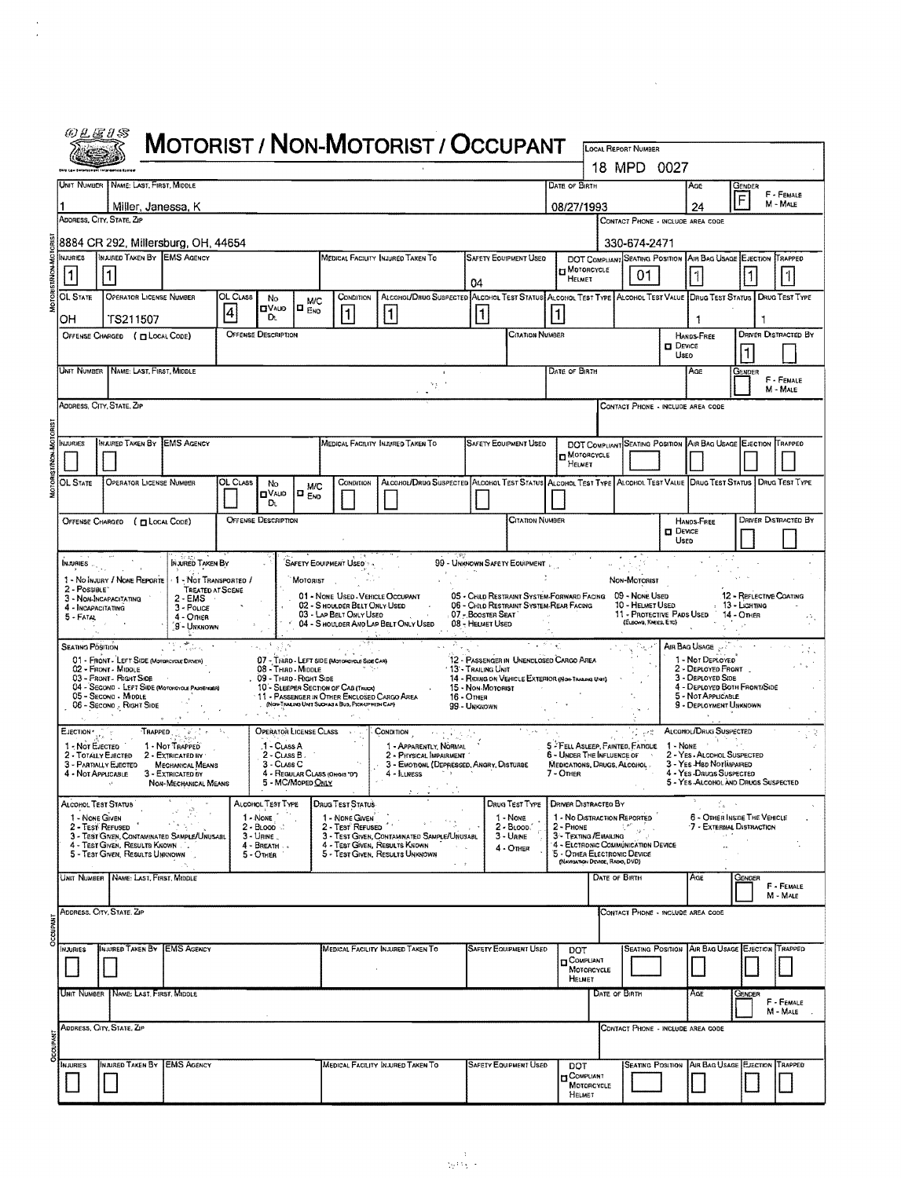# MOTORIST / NON-MOTORIST / OCCUPANT

OLEIS

| LOCAL REPORT NUMBER |
|---|
| 18 MPD 0027 |

## MOTORIST/NON-MOTORIST

| UNIT NUMBER | NAME: LAST, FIRST, MIDDLE | DATE OF BIRTH | AGE | GENDER (F - FEMALE, M - MALE) |
|---|---|---|---|---|
| 1 | Miller, Janessa, K | 08/27/1993 | 24 | F |

| ADDRESS, CITY, STATE, ZIP | CONTACT PHONE - INCLUDE AREA CODE |
|---|---|
| 8884 CR 292, Millersburg, OH, 44654 | 330-674-2471 |

| INJURIES | INJURED TAKEN BY | EMS AGENCY | MEDICAL FACILITY INJURED TAKEN TO | SAFETY EQUIPMENT USED | DOT COMPLIANT MOTORCYCLE HELMET | SEATING POSITION | AIR BAG USAGE | EJECTION | TRAPPED |
|---|---|---|---|---|---|---|---|---|---|
| 1 | 1 | | | 04 | | 01 | 1 | 1 | 1 |

| OL STATE | OPERATOR LICENSE NUMBER | OL CLASS | NO VALID DL | M/C END | CONDITION | ALCOHOL/DRUG SUSPECTED | ALCOHOL TEST STATUS | ALCOHOL TEST TYPE | ALCOHOL TEST VALUE | DRUG TEST STATUS | DRUG TEST TYPE |
|---|---|---|---|---|---|---|---|---|---|---|---|
| OH | TS211507 | 4 | | | 1 | 1 | 1 | 1 | | 1 | 1 |

| OFFENSE CHARGED ( LOCAL CODE) | OFFENSE DESCRIPTION | CITATION NUMBER | HANDS-FREE DEVICE USED | DRIVER DISTRACTED BY |
|---|---|---|---|---|
| | | | | 1 |

## MOTORIST/NON-MOTORIST

| UNIT NUMBER | NAME: LAST, FIRST, MIDDLE | DATE OF BIRTH | AGE | GENDER (F - FEMALE, M - MALE) |
|---|---|---|---|---|
| | | | | |

| ADDRESS, CITY, STATE, ZIP | CONTACT PHONE - INCLUDE AREA CODE |
|---|---|
| | |

| INJURIES | INJURED TAKEN BY | EMS AGENCY | MEDICAL FACILITY INJURED TAKEN TO | SAFETY EQUIPMENT USED | DOT COMPLIANT MOTORCYCLE HELMET | SEATING POSITION | AIR BAG USAGE | EJECTION | TRAPPED |
|---|---|---|---|---|---|---|---|---|---|
| | | | | | | | | | |

| OL STATE | OPERATOR LICENSE NUMBER | OL CLASS | NO VALID DL | M/C END | CONDITION | ALCOHOL/DRUG SUSPECTED | ALCOHOL TEST STATUS | ALCOHOL TEST TYPE | ALCOHOL TEST VALUE | DRUG TEST STATUS | DRUG TEST TYPE |
|---|---|---|---|---|---|---|---|---|---|---|---|
| | | | | | | | | | | | |

| OFFENSE CHARGED ( LOCAL CODE) | OFFENSE DESCRIPTION | CITATION NUMBER | HANDS-FREE DEVICE USED | DRIVER DISTRACTED BY |
|---|---|---|---|---|
| | | | | |

## Codes

**INJURIES**
1 - NO INJURY / NONE REPORTED
2 - POSSIBLE
3 - NON-INCAPACITATING
4 - INCAPACITATING
5 - FATAL

**INJURED TAKEN BY**
1 - NOT TRANSPORTED / TREATED AT SCENE
2 - EMS
3 - POLICE
4 - OTHER
9 - UNKNOWN

**SAFETY EQUIPMENT USED**
99 - UNKNOWN SAFETY EQUIPMENT

MOTORIST
01 - NONE USED - VEHICLE OCCUPANT
02 - SHOULDER BELT ONLY USED
03 - LAP BELT ONLY USED
04 - SHOULDER AND LAP BELT ONLY USED
05 - CHILD RESTRAINT SYSTEM-FORWARD FACING
06 - CHILD RESTRAINT SYSTEM-REAR FACING
07 - BOOSTER SEAT
08 - HELMET USED

NON-MOTORIST
09 - NONE USED
10 - HELMET USED
11 - PROTECTIVE PADS USED (ELBOWS, KNEES, ETC)
12 - REFLECTIVE COATING
13 - LIGHTING
14 - OTHER

**SEATING POSITION**
01 - FRONT - LEFT SIDE (MOTORCYCLE DRIVER)
02 - FRONT - MIDDLE
03 - FRONT - RIGHT SIDE
04 - SECOND - LEFT SIDE (MOTORCYCLE PASSENGER)
05 - SECOND - MIDDLE
06 - SECOND - RIGHT SIDE
07 - THIRD - LEFT SIDE (MOTORCYCLE SIDE CAR)
08 - THIRD - MIDDLE
09 - THIRD - RIGHT SIDE
10 - SLEEPER SECTION OF CAB (TRUCK)
11 - PASSENGER IN OTHER ENCLOSED CARGO AREA (NON-TRAILING UNIT SUCH AS A BUS, PICK-UP WITH CAP)
12 - PASSENGER IN UNENCLOSED CARGO AREA
13 - TRAILING UNIT
14 - RIDING ON VEHICLE EXTERIOR (NON-TRAILING UNIT)
15 - NON-MOTORIST
16 - OTHER
99 - UNKNOWN

**AIR BAG USAGE**
1 - NOT DEPLOYED
2 - DEPLOYED FRONT
3 - DEPLOYED SIDE
4 - DEPLOYED BOTH FRONT/SIDE
5 - NOT APPLICABLE
9 - DEPLOYMENT UNKNOWN

**EJECTION**
1 - NOT EJECTED
2 - TOTALLY EJECTED
3 - PARTIALLY EJECTED
4 - NOT APPLICABLE

**TRAPPED**
1 - NOT TRAPPED
2 - EXTRICATED BY MECHANICAL MEANS
3 - EXTRICATED BY NON-MECHANICAL MEANS

**OPERATOR LICENSE CLASS**
1 - CLASS A
2 - CLASS B
3 - CLASS C
4 - REGULAR CLASS (OHIO'S "D")
5 - MC/MOPED ONLY

**CONDITION**
1 - APPARENTLY NORMAL
2 - PHYSICAL IMPAIRMENT
3 - EMOTIONL (DEPRESSED, ANGRY, DISTURBE
4 - ILLNESS
5 - FELL ASLEEP, FAINTED, FATIGUE
6 - UNDER THE INFLUENCE OF MEDICATIONS, DRUGS, ALCOHOL
7 - OTHER

**ALCOHOL/DRUG SUSPECTED**
1 - NONE
2 - YES - ALCOHOL SUSPECTED
3 - YES -HBD NOT IMPAIRED
4 - YES -DRUGS SUSPECTED
5 - YES -ALCOHOL AND DRUGS SUSPECTED

**ALCOHOL TEST STATUS**
1 - NONE GIVEN
2 - TEST REFUSED
3 - TEST GIVEN, CONTAMINATED SAMPLE/UNUSABL
4 - TEST GIVEN, RESULTS KNOWN
5 - TEST GIVEN, RESULTS UNKNOWN

**ALCOHOL TEST TYPE**
1 - NONE
2 - BLOOD
3 - URINE
4 - BREATH
5 - OTHER

**DRUG TEST STATUS**
1 - NONE GIVEN
2 - TEST REFUSED
3 - TEST GIVEN, CONTAMINATED SAMPLE/UNUSABL
4 - TEST GIVEN, RESULTS KNOWN
5 - TEST GIVEN, RESULTS UNKNOWN

**DRUG TEST TYPE**
1 - NONE
2 - BLOOD
3 - URINE
4 - OTHER

**DRIVER DISTRACTED BY**
1 - NO DISTRACTION REPORTED
2 - PHONE
3 - TEXTING /EMAILING
4 - ELCTRONIC COMMUNICATION DEVICE
5 - OTHER ELECTRONIC DEVICE (NAVIGATION DEVICE, RADIO, DVD)
6 - OTHER INSIDE THE VEHICLE
7 - EXTERNAL DISTRACTION

## OCCUPANT

| UNIT NUMBER | NAME: LAST, FIRST, MIDDLE | DATE OF BIRTH | AGE | GENDER (F - FEMALE, M - MALE) |
|---|---|---|---|---|
| | | | | |

| ADDRESS, CITY, STATE, ZIP | CONTACT PHONE - INCLUDE AREA CODE |
|---|---|
| | |

| INJURIES | INJURED TAKEN BY | EMS AGENCY | MEDICAL FACILITY INJURED TAKEN TO | SAFETY EQUIPMENT USED | DOT COMPLIANT MOTORCYCLE HELMET | SEATING POSITION | AIR BAG USAGE | EJECTION | TRAPPED |
|---|---|---|---|---|---|---|---|---|---|
| | | | | | | | | | |

## OCCUPANT

| UNIT NUMBER | NAME: LAST, FIRST, MIDDLE | DATE OF BIRTH | AGE | GENDER (F - FEMALE, M - MALE) |
|---|---|---|---|---|
| | | | | |

| ADDRESS, CITY, STATE, ZIP | CONTACT PHONE - INCLUDE AREA CODE |
|---|---|
| | |

| INJURIES | INJURED TAKEN BY | EMS AGENCY | MEDICAL FACILITY INJURED TAKEN TO | SAFETY EQUIPMENT USED | DOT COMPLIANT MOTORCYCLE HELMET | SEATING POSITION | AIR BAG USAGE | EJECTION | TRAPPED |
|---|---|---|---|---|---|---|---|---|---|
| | | | | | | | | | |